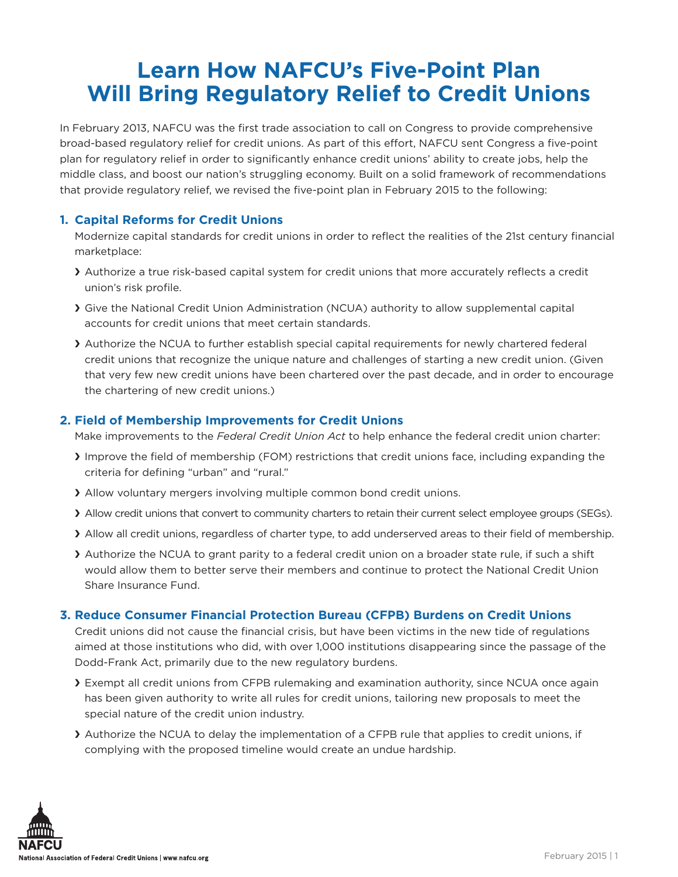# Learn How NAFCU's Five-Point Plan Will Bring Regulatory Relief to Credit Unions

In February 2013, NAFCU was the first trade association to call on Congress to provide comprehensive broad-based regulatory relief for credit unions. As part of this effort, NAFCU sent Congress a five-point plan for regulatory relief in order to significantly enhance credit unions' ability to create jobs, help the middle class, and boost our nation's struggling economy. Built on a solid framework of recommendations that provide regulatory relief, we revised the five-point plan in February 2015 to the following:

## 1. Capital Reforms for Credit Unions

Modernize capital standards for credit unions in order to reflect the realities of the 21st century financial marketplace:

- Authorize a true risk-based capital system for credit unions that more accurately reflects a credit union's risk profile.
- Give the National Credit Union Administration (NCUA) authority to allow supplemental capital accounts for credit unions that meet certain standards.
- Authorize the NCUA to further establish special capital requirements for newly chartered federal credit unions that recognize the unique nature and challenges of starting a new credit union. (Given that very few new credit unions have been chartered over the past decade, and in order to encourage the chartering of new credit unions.)

## 2. Field of Membership Improvements for Credit Unions

Make improvements to the *Federal Credit Union Act* to help enhance the federal credit union charter:

- Improve the field of membership (FOM) restrictions that credit unions face, including expanding the criteria for defining "urban" and "rural."
- Allow voluntary mergers involving multiple common bond credit unions.
- Allow credit unions that convert to community charters to retain their current select employee groups (SEGs).
- Allow all credit unions, regardless of charter type, to add underserved areas to their field of membership.
- Authorize the NCUA to grant parity to a federal credit union on a broader state rule, if such a shift would allow them to better serve their members and continue to protect the National Credit Union Share Insurance Fund.

## 3. Reduce Consumer Financial Protection Bureau (CFPB) Burdens on Credit Unions

Credit unions did not cause the financial crisis, but have been victims in the new tide of regulations aimed at those institutions who did, with over 1,000 institutions disappearing since the passage of the Dodd-Frank Act, primarily due to the new regulatory burdens.

- Exempt all credit unions from CFPB rulemaking and examination authority, since NCUA once again has been given authority to write all rules for credit unions, tailoring new proposals to meet the special nature of the credit union industry.
- Authorize the NCUA to delay the implementation of a CFPB rule that applies to credit unions, if complying with the proposed timeline would create an undue hardship.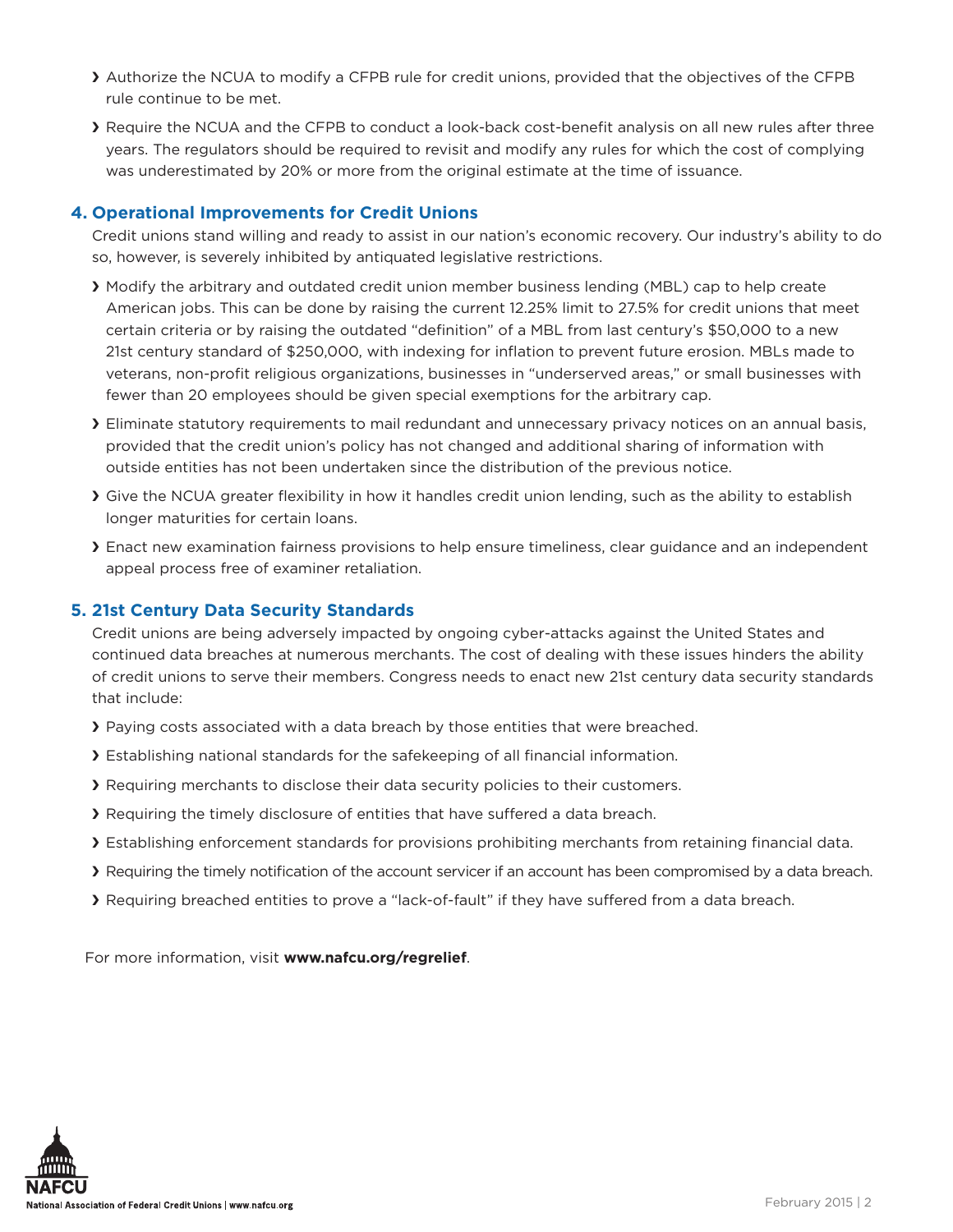- Authorize the NCUA to modify a CFPB rule for credit unions, provided that the objectives of the CFPB rule continue to be met.
- Require the NCUA and the CFPB to conduct a look-back cost-benefit analysis on all new rules after three years. The regulators should be required to revisit and modify any rules for which the cost of complying was underestimated by 20% or more from the original estimate at the time of issuance.

## 4. Operational Improvements for Credit Unions

Credit unions stand willing and ready to assist in our nation's economic recovery. Our industry's ability to do so, however, is severely inhibited by antiquated legislative restrictions.

- Modify the arbitrary and outdated credit union member business lending (MBL) cap to help create American jobs. This can be done by raising the current 12.25% limit to 27.5% for credit unions that meet certain criteria or by raising the outdated "definition" of a MBL from last century's $50,000 to a new 21st century standard of $250,000, with indexing for inflation to prevent future erosion. MBLs made to veterans, non-profit religious organizations, businesses in "underserved areas," or small businesses with fewer than 20 employees should be given special exemptions for the arbitrary cap.
- Eliminate statutory requirements to mail redundant and unnecessary privacy notices on an annual basis, provided that the credit union's policy has not changed and additional sharing of information with outside entities has not been undertaken since the distribution of the previous notice.
- Give the NCUA greater flexibility in how it handles credit union lending, such as the ability to establish longer maturities for certain loans.
- Enact new examination fairness provisions to help ensure timeliness, clear guidance and an independent appeal process free of examiner retaliation.

## 5. 21st Century Data Security Standards

Credit unions are being adversely impacted by ongoing cyber-attacks against the United States and continued data breaches at numerous merchants. The cost of dealing with these issues hinders the ability of credit unions to serve their members. Congress needs to enact new 21st century data security standards that include:

- Paying costs associated with a data breach by those entities that were breached.
- Establishing national standards for the safekeeping of all financial information.
- Requiring merchants to disclose their data security policies to their customers.
- Requiring the timely disclosure of entities that have suffered a data breach.
- Establishing enforcement standards for provisions prohibiting merchants from retaining financial data.
- Requiring the timely notification of the account servicer if an account has been compromised by a data breach.
- Requiring breached entities to prove a "lack-of-fault" if they have suffered from a data breach.

For more information, visit **www.nafcu.org/regrelief**.